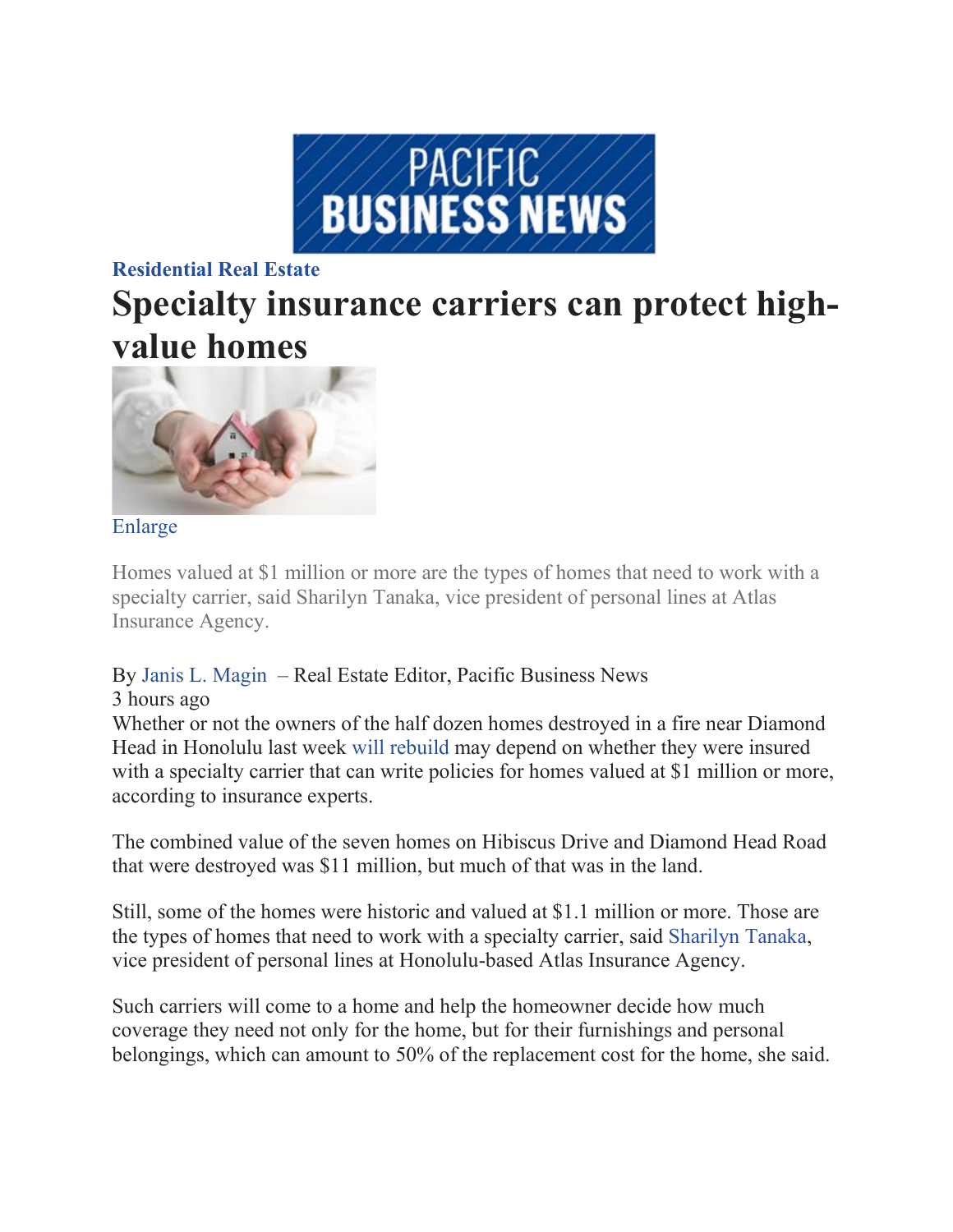PACIFIC BUSINESS NEWS

**Residential Real Estate**

# Specialty insurance carriers can protect high-value homes

Enlarge

Homes valued at $1 million or more are the types of homes that need to work with a specialty carrier, said Sharilyn Tanaka, vice president of personal lines at Atlas Insurance Agency.

By Janis L. Magin – Real Estate Editor, Pacific Business News
3 hours ago

Whether or not the owners of the half dozen homes destroyed in a fire near Diamond Head in Honolulu last week will rebuild may depend on whether they were insured with a specialty carrier that can write policies for homes valued at $1 million or more, according to insurance experts.

The combined value of the seven homes on Hibiscus Drive and Diamond Head Road that were destroyed was $11 million, but much of that was in the land.

Still, some of the homes were historic and valued at $1.1 million or more. Those are the types of homes that need to work with a specialty carrier, said Sharilyn Tanaka, vice president of personal lines at Honolulu-based Atlas Insurance Agency.

Such carriers will come to a home and help the homeowner decide how much coverage they need not only for the home, but for their furnishings and personal belongings, which can amount to 50% of the replacement cost for the home, she said.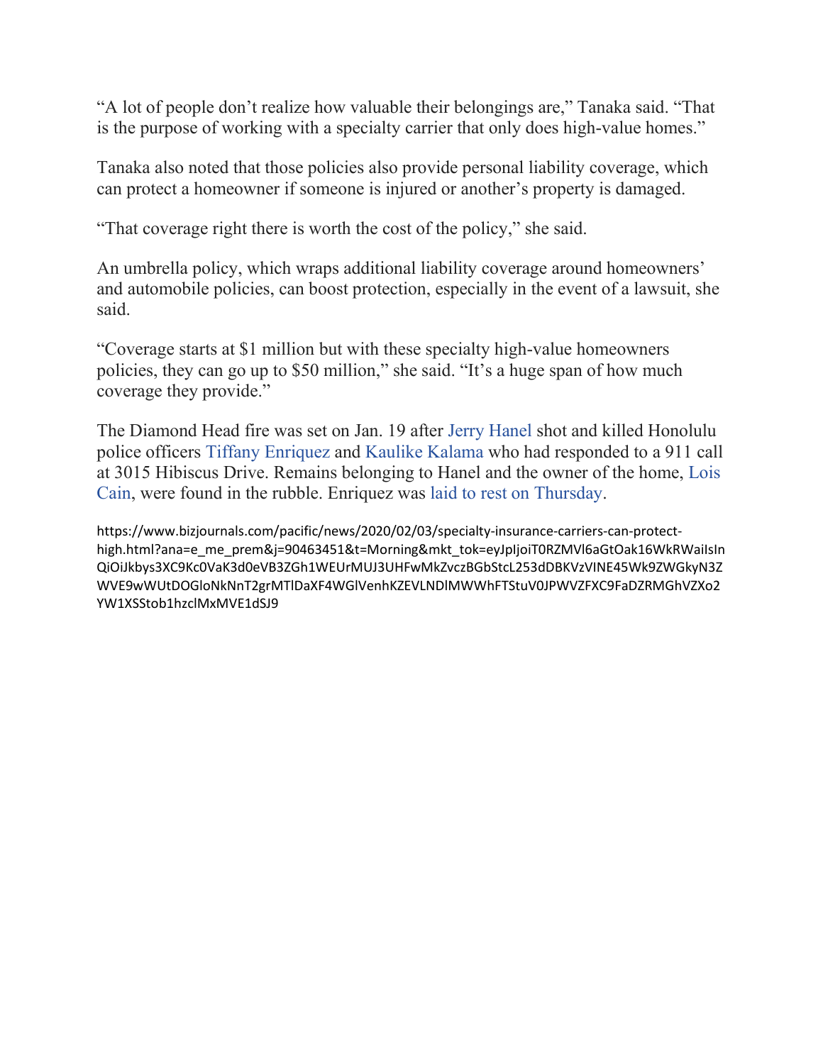"A lot of people don't realize how valuable their belongings are," Tanaka said. "That is the purpose of working with a specialty carrier that only does high-value homes."

Tanaka also noted that those policies also provide personal liability coverage, which can protect a homeowner if someone is injured or another's property is damaged.

"That coverage right there is worth the cost of the policy," she said.

An umbrella policy, which wraps additional liability coverage around homeowners' and automobile policies, can boost protection, especially in the event of a lawsuit, she said.

"Coverage starts at $1 million but with these specialty high-value homeowners policies, they can go up to $50 million," she said. "It's a huge span of how much coverage they provide."

The Diamond Head fire was set on Jan. 19 after Jerry Hanel shot and killed Honolulu police officers Tiffany Enriquez and Kaulike Kalama who had responded to a 911 call at 3015 Hibiscus Drive. Remains belonging to Hanel and the owner of the home, Lois Cain, were found in the rubble. Enriquez was laid to rest on Thursday.

https://www.bizjournals.com/pacific/news/2020/02/03/specialty-insurance-carriers-can-protect-high.html?ana=e_me_prem&j=90463451&t=Morning&mkt_tok=eyJpIjoiT0RZMVl6aGtOak16WkRWaiIsInQiOiJkbys3XC9Kc0VaK3d0eVB3ZGh1WEUrMUJ3UHFwMkZvczBGbStcL253dDBKVzVINE45Wk9ZWGkyN3ZWVE9wWUtDOGloNkNnT2grMTlDaXF4WGlVenhKZEVLNDlMWWhFTStuV0JPWVZFXC9FaDZRMGhVZXo2YW1XSStob1hzclMxMVE1dSJ9